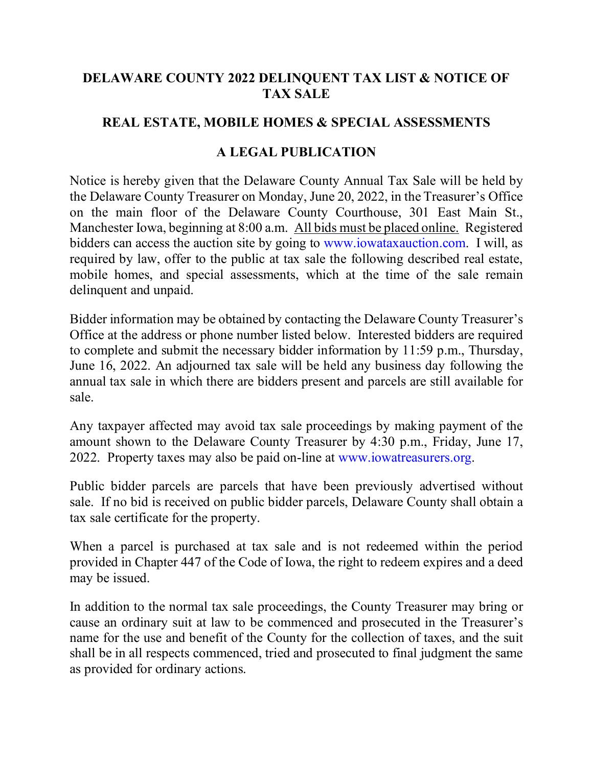# DELAWARE COUNTY 2022 DELINQUENT TAX LIST & NOTICE OF TAX SALE

## REAL ESTATE, MOBILE HOMES & SPECIAL ASSESSMENTS

## A LEGAL PUBLICATION

Notice is hereby given that the Delaware County Annual Tax Sale will be held by the Delaware County Treasurer on Monday, June 20, 2022, in the Treasurer's Office on the main floor of the Delaware County Courthouse, 301 East Main St., Manchester Iowa, beginning at 8:00 a.m. All bids must be placed online. Registered bidders can access the auction site by going to www.iowataxauction.com. I will, as required by law, offer to the public at tax sale the following described real estate, mobile homes, and special assessments, which at the time of the sale remain delinquent and unpaid.

Bidder information may be obtained by contacting the Delaware County Treasurer's Office at the address or phone number listed below. Interested bidders are required to complete and submit the necessary bidder information by 11:59 p.m., Thursday, June 16, 2022. An adjourned tax sale will be held any business day following the annual tax sale in which there are bidders present and parcels are still available for sale.

Any taxpayer affected may avoid tax sale proceedings by making payment of the amount shown to the Delaware County Treasurer by 4:30 p.m., Friday, June 17, 2022. Property taxes may also be paid on-line at www.iowatreasurers.org.

Public bidder parcels are parcels that have been previously advertised without sale. If no bid is received on public bidder parcels, Delaware County shall obtain a tax sale certificate for the property.

When a parcel is purchased at tax sale and is not redeemed within the period provided in Chapter 447 of the Code of Iowa, the right to redeem expires and a deed may be issued.

In addition to the normal tax sale proceedings, the County Treasurer may bring or cause an ordinary suit at law to be commenced and prosecuted in the Treasurer's name for the use and benefit of the County for the collection of taxes, and the suit shall be in all respects commenced, tried and prosecuted to final judgment the same as provided for ordinary actions.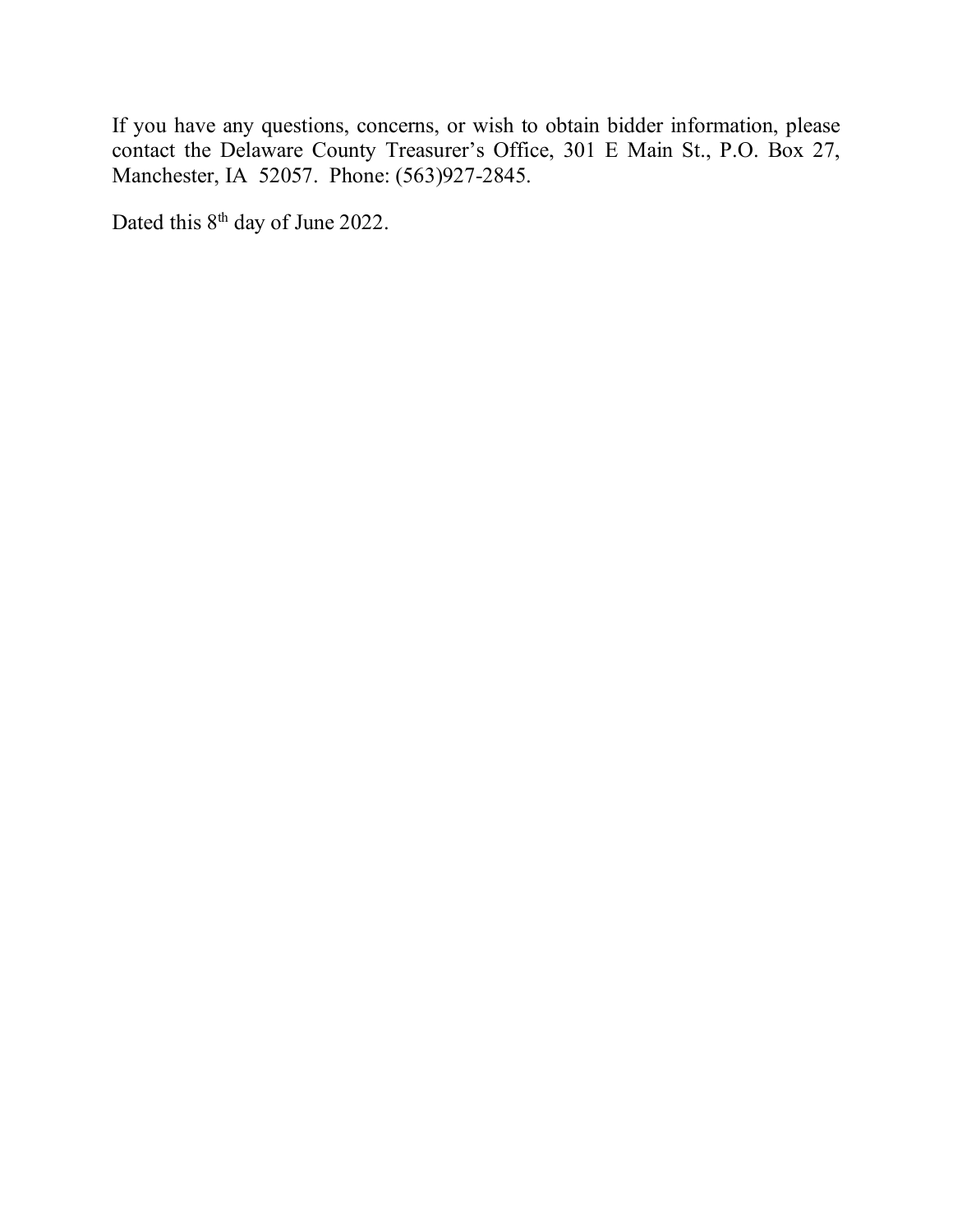If you have any questions, concerns, or wish to obtain bidder information, please contact the Delaware County Treasurer's Office, 301 E Main St., P.O. Box 27, Manchester, IA 52057. Phone: (563)927-2845.

Dated this 8th day of June 2022.